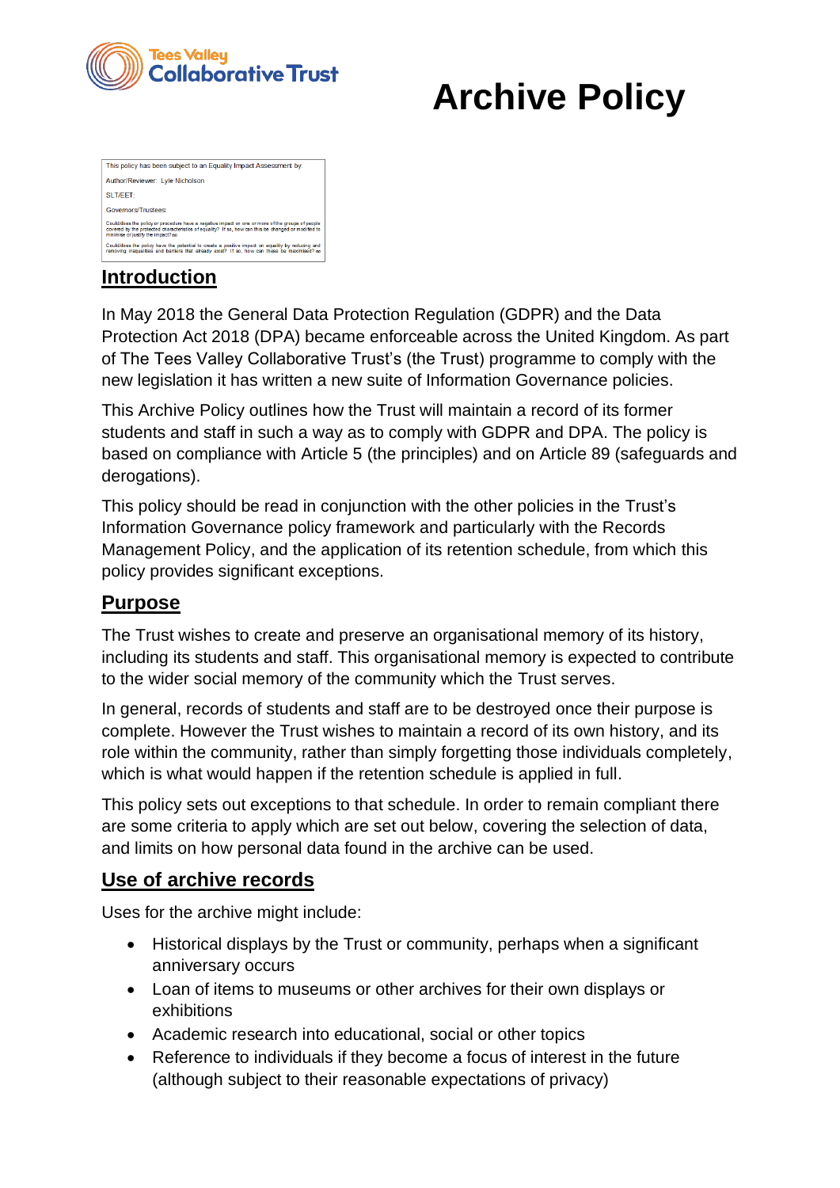Tees Valley Collaborative Trust

# Archive Policy

| This policy has been subject to an Equality Impact Assessment by: |
| --- |
| Author/Reviewer: Lyle Nicholson |
| SLT/EET: |
| Governors/Trustees: |
| Could/does the policy or procedure have a negative impact on one or more of the groups of people covered by the protected characteristics of equality? If so, how can this be changed or modified to minimise or justify the impact? no |
| Could/does the policy have the potential to create a positive impact on equality by reducing and removing inequalities and barriers that already exist? If so, how can these be maximised? no |

## Introduction

In May 2018 the General Data Protection Regulation (GDPR) and the Data Protection Act 2018 (DPA) became enforceable across the United Kingdom. As part of The Tees Valley Collaborative Trust's (the Trust) programme to comply with the new legislation it has written a new suite of Information Governance policies.

This Archive Policy outlines how the Trust will maintain a record of its former students and staff in such a way as to comply with GDPR and DPA. The policy is based on compliance with Article 5 (the principles) and on Article 89 (safeguards and derogations).

This policy should be read in conjunction with the other policies in the Trust's Information Governance policy framework and particularly with the Records Management Policy, and the application of its retention schedule, from which this policy provides significant exceptions.

## Purpose

The Trust wishes to create and preserve an organisational memory of its history, including its students and staff. This organisational memory is expected to contribute to the wider social memory of the community which the Trust serves.

In general, records of students and staff are to be destroyed once their purpose is complete. However the Trust wishes to maintain a record of its own history, and its role within the community, rather than simply forgetting those individuals completely, which is what would happen if the retention schedule is applied in full.

This policy sets out exceptions to that schedule. In order to remain compliant there are some criteria to apply which are set out below, covering the selection of data, and limits on how personal data found in the archive can be used.

## Use of archive records

Uses for the archive might include:

- Historical displays by the Trust or community, perhaps when a significant anniversary occurs
- Loan of items to museums or other archives for their own displays or exhibitions
- Academic research into educational, social or other topics
- Reference to individuals if they become a focus of interest in the future (although subject to their reasonable expectations of privacy)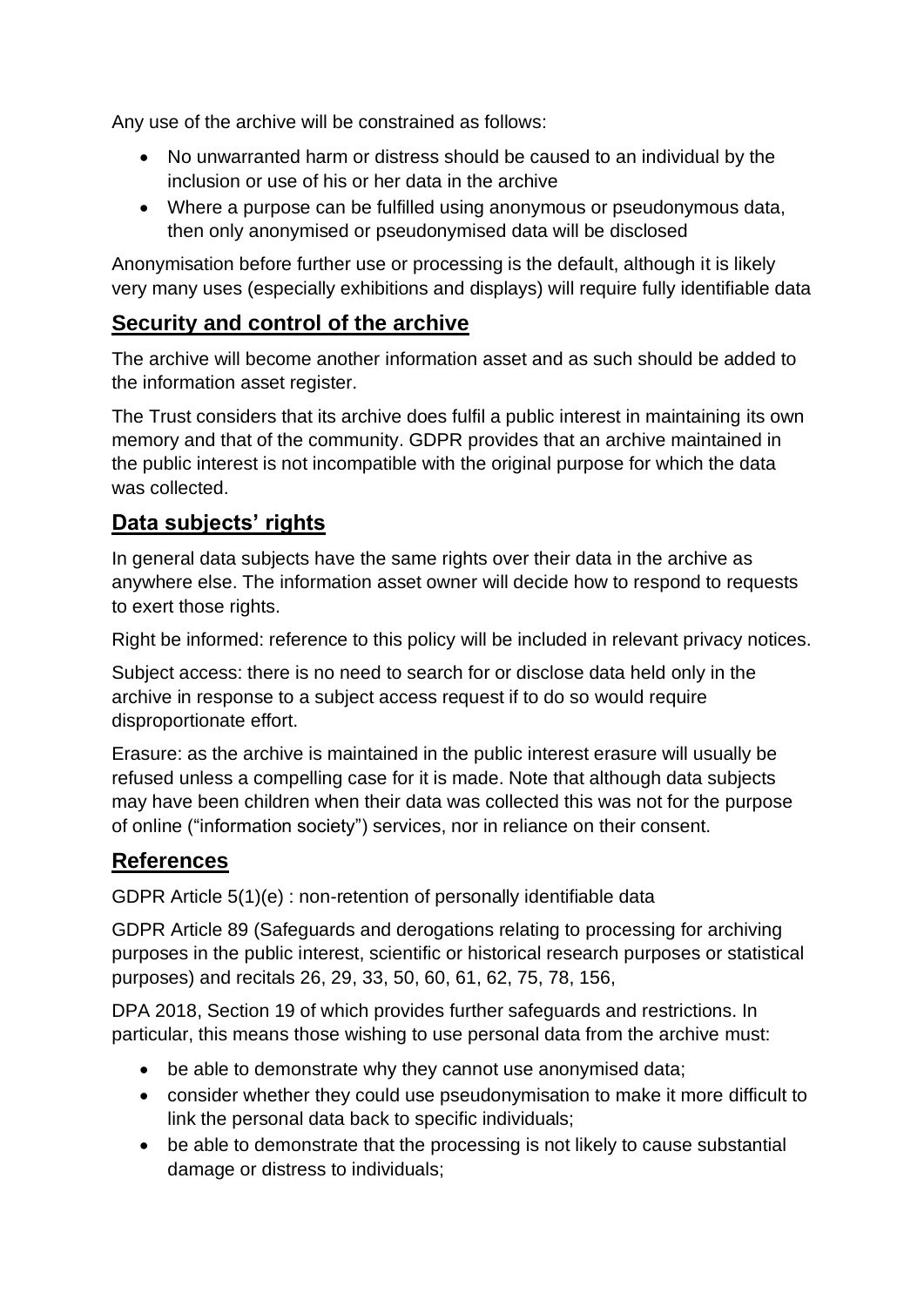Any use of the archive will be constrained as follows:

- No unwarranted harm or distress should be caused to an individual by the inclusion or use of his or her data in the archive
- Where a purpose can be fulfilled using anonymous or pseudonymous data, then only anonymised or pseudonymised data will be disclosed

Anonymisation before further use or processing is the default, although it is likely very many uses (especially exhibitions and displays) will require fully identifiable data

## Security and control of the archive

The archive will become another information asset and as such should be added to the information asset register.

The Trust considers that its archive does fulfil a public interest in maintaining its own memory and that of the community. GDPR provides that an archive maintained in the public interest is not incompatible with the original purpose for which the data was collected.

## Data subjects' rights

In general data subjects have the same rights over their data in the archive as anywhere else. The information asset owner will decide how to respond to requests to exert those rights.

Right be informed: reference to this policy will be included in relevant privacy notices.

Subject access: there is no need to search for or disclose data held only in the archive in response to a subject access request if to do so would require disproportionate effort.

Erasure: as the archive is maintained in the public interest erasure will usually be refused unless a compelling case for it is made. Note that although data subjects may have been children when their data was collected this was not for the purpose of online ("information society") services, nor in reliance on their consent.

## References

GDPR Article 5(1)(e) : non-retention of personally identifiable data

GDPR Article 89 (Safeguards and derogations relating to processing for archiving purposes in the public interest, scientific or historical research purposes or statistical purposes) and recitals 26, 29, 33, 50, 60, 61, 62, 75, 78, 156,

DPA 2018, Section 19 of which provides further safeguards and restrictions. In particular, this means those wishing to use personal data from the archive must:

- be able to demonstrate why they cannot use anonymised data;
- consider whether they could use pseudonymisation to make it more difficult to link the personal data back to specific individuals;
- be able to demonstrate that the processing is not likely to cause substantial damage or distress to individuals;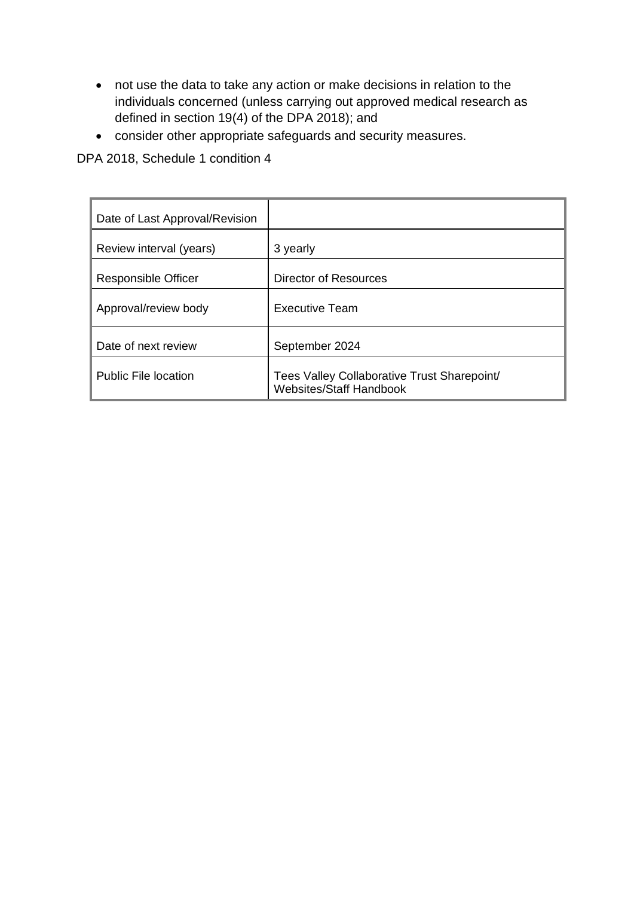- not use the data to take any action or make decisions in relation to the individuals concerned (unless carrying out approved medical research as defined in section 19(4) of the DPA 2018); and
- consider other appropriate safeguards and security measures.

DPA 2018, Schedule 1 condition 4

| Date of Last Approval/Revision | |
|---|---|
| Review interval (years) | 3 yearly |
| Responsible Officer | Director of Resources |
| Approval/review body | Executive Team |
| Date of next review | September 2024 |
| Public File location | Tees Valley Collaborative Trust Sharepoint/ Websites/Staff Handbook |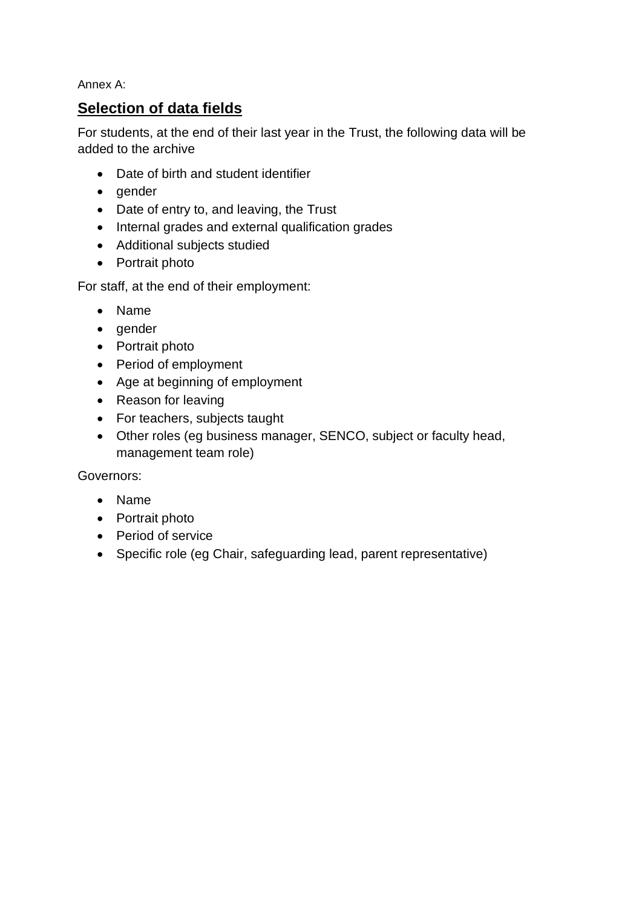Annex A:

## Selection of data fields

For students, at the end of their last year in the Trust, the following data will be added to the archive

- Date of birth and student identifier
- gender
- Date of entry to, and leaving, the Trust
- Internal grades and external qualification grades
- Additional subjects studied
- Portrait photo

For staff, at the end of their employment:

- Name
- gender
- Portrait photo
- Period of employment
- Age at beginning of employment
- Reason for leaving
- For teachers, subjects taught
- Other roles (eg business manager, SENCO, subject or faculty head, management team role)

Governors:

- Name
- Portrait photo
- Period of service
- Specific role (eg Chair, safeguarding lead, parent representative)